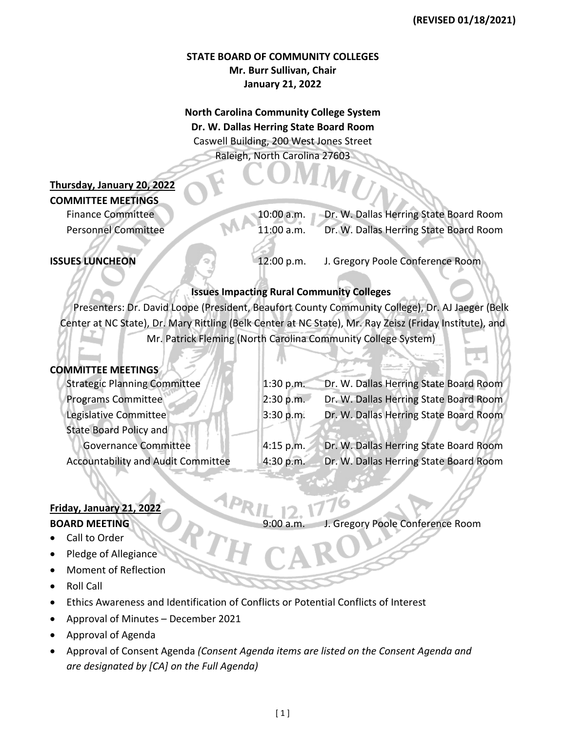**(REVISED 01/18/2021)**

# STATE BOARD OF COMMUNITY COLLEGES

**Mr. Burr Sullivan, Chair**
**January 21, 2022**

**North Carolina Community College System**
**Dr. W. Dallas Herring State Board Room**
Caswell Building, 200 West Jones Street
Raleigh, North Carolina 27603

## Thursday, January 20, 2022

**COMMITTEE MEETINGS**

| | | |
|---|---|---|
| Finance Committee | 10:00 a.m. | Dr. W. Dallas Herring State Board Room |
| Personnel Committee | 11:00 a.m. | Dr. W. Dallas Herring State Board Room |

**ISSUES LUNCHEON** 12:00 p.m. J. Gregory Poole Conference Room

**Issues Impacting Rural Community Colleges**

Presenters: Dr. David Loope (President, Beaufort County Community College), Dr. AJ Jaeger (Belk Center at NC State), Dr. Mary Rittling (Belk Center at NC State), Mr. Ray Zeisz (Friday Institute), and Mr. Patrick Fleming (North Carolina Community College System)

**COMMITTEE MEETINGS**

| | | |
|---|---|---|
| Strategic Planning Committee | 1:30 p.m. | Dr. W. Dallas Herring State Board Room |
| Programs Committee | 2:30 p.m. | Dr. W. Dallas Herring State Board Room |
| Legislative Committee | 3:30 p.m. | Dr. W. Dallas Herring State Board Room |
| State Board Policy and Governance Committee | 4:15 p.m. | Dr. W. Dallas Herring State Board Room |
| Accountability and Audit Committee | 4:30 p.m. | Dr. W. Dallas Herring State Board Room |

## Friday, January 21, 2022

**BOARD MEETING** 9:00 a.m. J. Gregory Poole Conference Room

- Call to Order
- Pledge of Allegiance
- Moment of Reflection
- Roll Call
- Ethics Awareness and Identification of Conflicts or Potential Conflicts of Interest
- Approval of Minutes – December 2021
- Approval of Agenda
- Approval of Consent Agenda *(Consent Agenda items are listed on the Consent Agenda and are designated by [CA] on the Full Agenda)*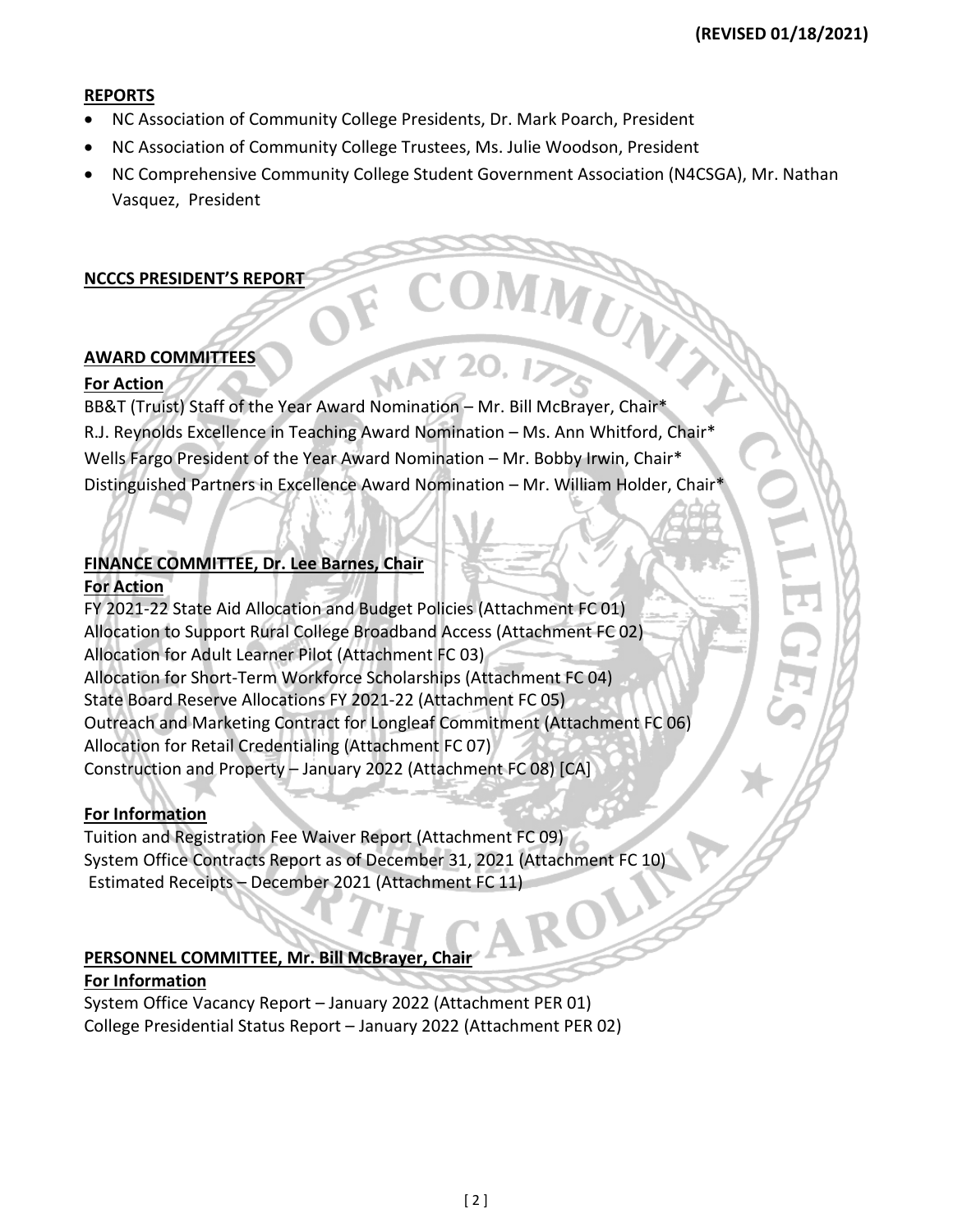**(REVISED 01/18/2021)**

**REPORTS**

- NC Association of Community College Presidents, Dr. Mark Poarch, President
- NC Association of Community College Trustees, Ms. Julie Woodson, President
- NC Comprehensive Community College Student Government Association (N4CSGA), Mr. Nathan Vasquez, President

**NCCCS PRESIDENT'S REPORT**

**AWARD COMMITTEES**

**For Action**

BB&T (Truist) Staff of the Year Award Nomination – Mr. Bill McBrayer, Chair*
R.J. Reynolds Excellence in Teaching Award Nomination – Ms. Ann Whitford, Chair*
Wells Fargo President of the Year Award Nomination – Mr. Bobby Irwin, Chair*
Distinguished Partners in Excellence Award Nomination – Mr. William Holder, Chair*

**FINANCE COMMITTEE, Dr. Lee Barnes, Chair**

**For Action**

FY 2021-22 State Aid Allocation and Budget Policies (Attachment FC 01)
Allocation to Support Rural College Broadband Access (Attachment FC 02)
Allocation for Adult Learner Pilot (Attachment FC 03)
Allocation for Short-Term Workforce Scholarships (Attachment FC 04)
State Board Reserve Allocations FY 2021-22 (Attachment FC 05)
Outreach and Marketing Contract for Longleaf Commitment (Attachment FC 06)
Allocation for Retail Credentialing (Attachment FC 07)
Construction and Property – January 2022 (Attachment FC 08) [CA]

**For Information**

Tuition and Registration Fee Waiver Report (Attachment FC 09)
System Office Contracts Report as of December 31, 2021 (Attachment FC 10)
Estimated Receipts – December 2021 (Attachment FC 11)

**PERSONNEL COMMITTEE, Mr. Bill McBrayer, Chair**

**For Information**

System Office Vacancy Report – January 2022 (Attachment PER 01)
College Presidential Status Report – January 2022 (Attachment PER 02)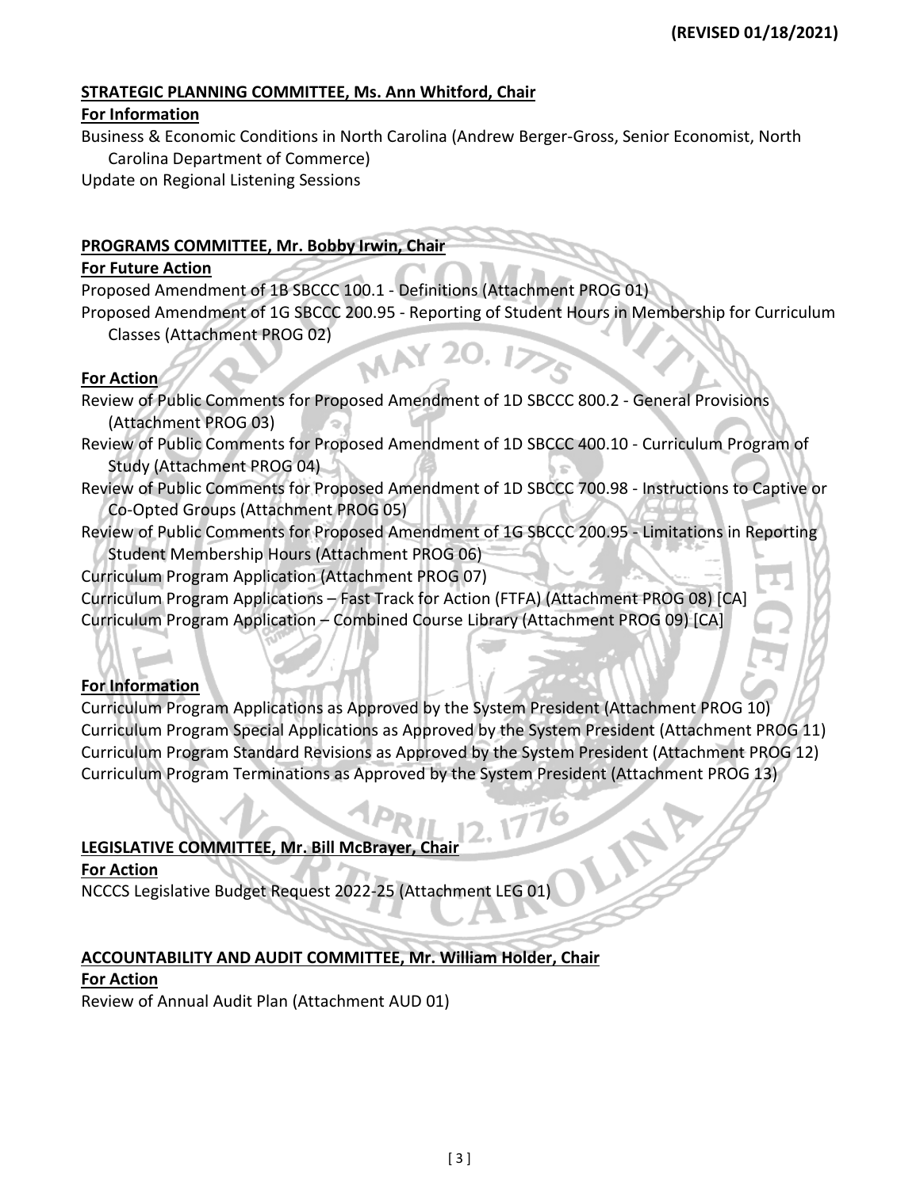**(REVISED 01/18/2021)**

**STRATEGIC PLANNING COMMITTEE, Ms. Ann Whitford, Chair**

**For Information**

Business & Economic Conditions in North Carolina (Andrew Berger-Gross, Senior Economist, North Carolina Department of Commerce)

Update on Regional Listening Sessions

**PROGRAMS COMMITTEE, Mr. Bobby Irwin, Chair**

**For Future Action**

Proposed Amendment of 1B SBCCC 100.1 - Definitions (Attachment PROG 01)

Proposed Amendment of 1G SBCCC 200.95 - Reporting of Student Hours in Membership for Curriculum Classes (Attachment PROG 02)

**For Action**

Review of Public Comments for Proposed Amendment of 1D SBCCC 800.2 - General Provisions (Attachment PROG 03)

Review of Public Comments for Proposed Amendment of 1D SBCCC 400.10 - Curriculum Program of Study (Attachment PROG 04)

Review of Public Comments for Proposed Amendment of 1D SBCCC 700.98 - Instructions to Captive or Co-Opted Groups (Attachment PROG 05)

Review of Public Comments for Proposed Amendment of 1G SBCCC 200.95 - Limitations in Reporting Student Membership Hours (Attachment PROG 06)

Curriculum Program Application (Attachment PROG 07)

Curriculum Program Applications – Fast Track for Action (FTFA) (Attachment PROG 08) [CA]

Curriculum Program Application – Combined Course Library (Attachment PROG 09) [CA]

**For Information**

Curriculum Program Applications as Approved by the System President (Attachment PROG 10)

Curriculum Program Special Applications as Approved by the System President (Attachment PROG 11)

Curriculum Program Standard Revisions as Approved by the System President (Attachment PROG 12)

Curriculum Program Terminations as Approved by the System President (Attachment PROG 13)

**LEGISLATIVE COMMITTEE, Mr. Bill McBrayer, Chair**

**For Action**

NCCCS Legislative Budget Request 2022-25 (Attachment LEG 01)

**ACCOUNTABILITY AND AUDIT COMMITTEE, Mr. William Holder, Chair**

**For Action**

Review of Annual Audit Plan (Attachment AUD 01)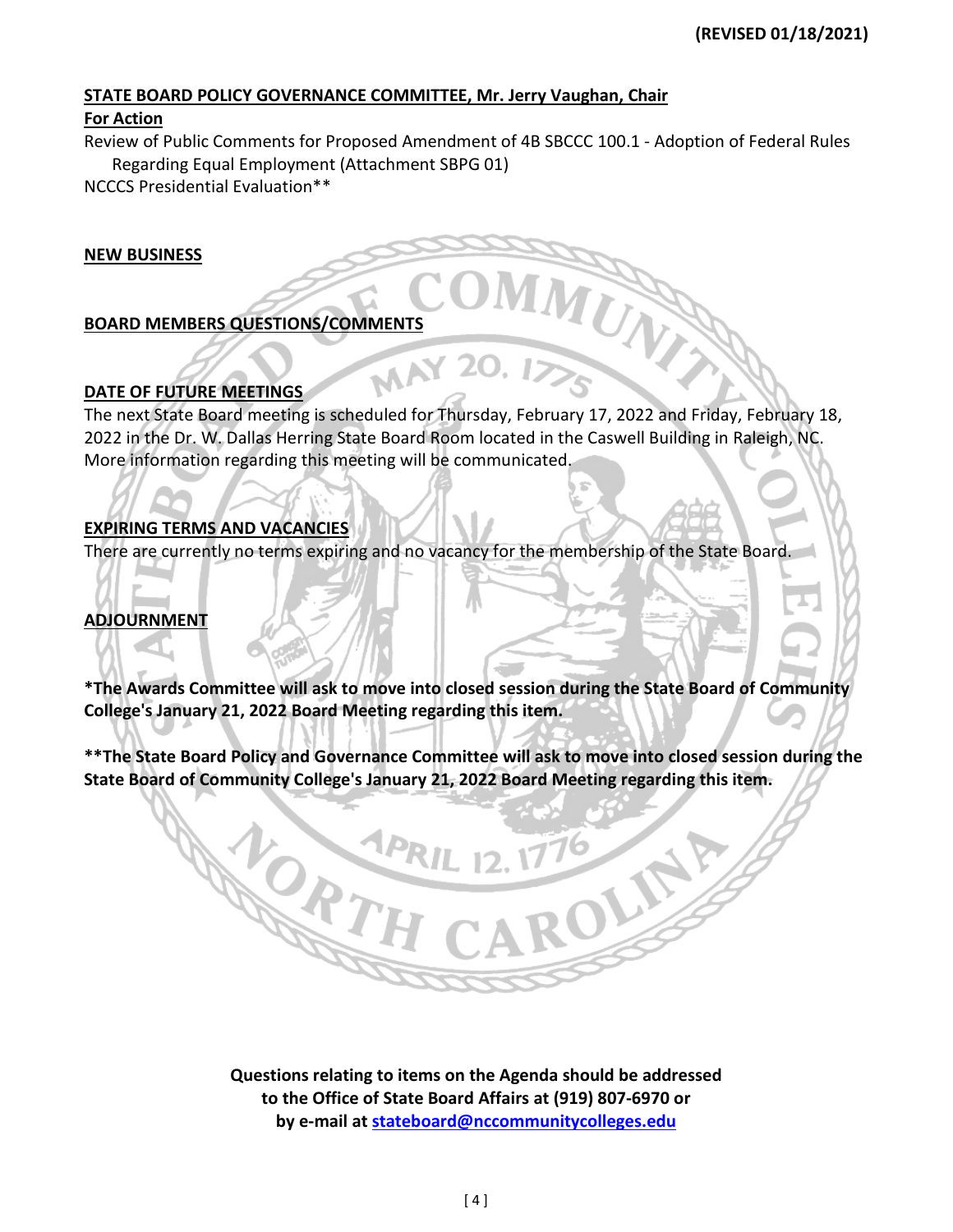**(REVISED 01/18/2021)**

## STATE BOARD POLICY GOVERNANCE COMMITTEE, Mr. Jerry Vaughan, Chair

**For Action**

Review of Public Comments for Proposed Amendment of 4B SBCCC 100.1 - Adoption of Federal Rules Regarding Equal Employment (Attachment SBPG 01)

NCCCS Presidential Evaluation**

## NEW BUSINESS

## BOARD MEMBERS QUESTIONS/COMMENTS

## DATE OF FUTURE MEETINGS

The next State Board meeting is scheduled for Thursday, February 17, 2022 and Friday, February 18, 2022 in the Dr. W. Dallas Herring State Board Room located in the Caswell Building in Raleigh, NC. More information regarding this meeting will be communicated.

## EXPIRING TERMS AND VACANCIES

There are currently no terms expiring and no vacancy for the membership of the State Board.

## ADJOURNMENT

**\*The Awards Committee will ask to move into closed session during the State Board of Community College's January 21, 2022 Board Meeting regarding this item.**

**\*\*The State Board Policy and Governance Committee will ask to move into closed session during the State Board of Community College's January 21, 2022 Board Meeting regarding this item.**

**Questions relating to items on the Agenda should be addressed to the Office of State Board Affairs at (919) 807-6970 or by e-mail at stateboard@nccommunitycolleges.edu**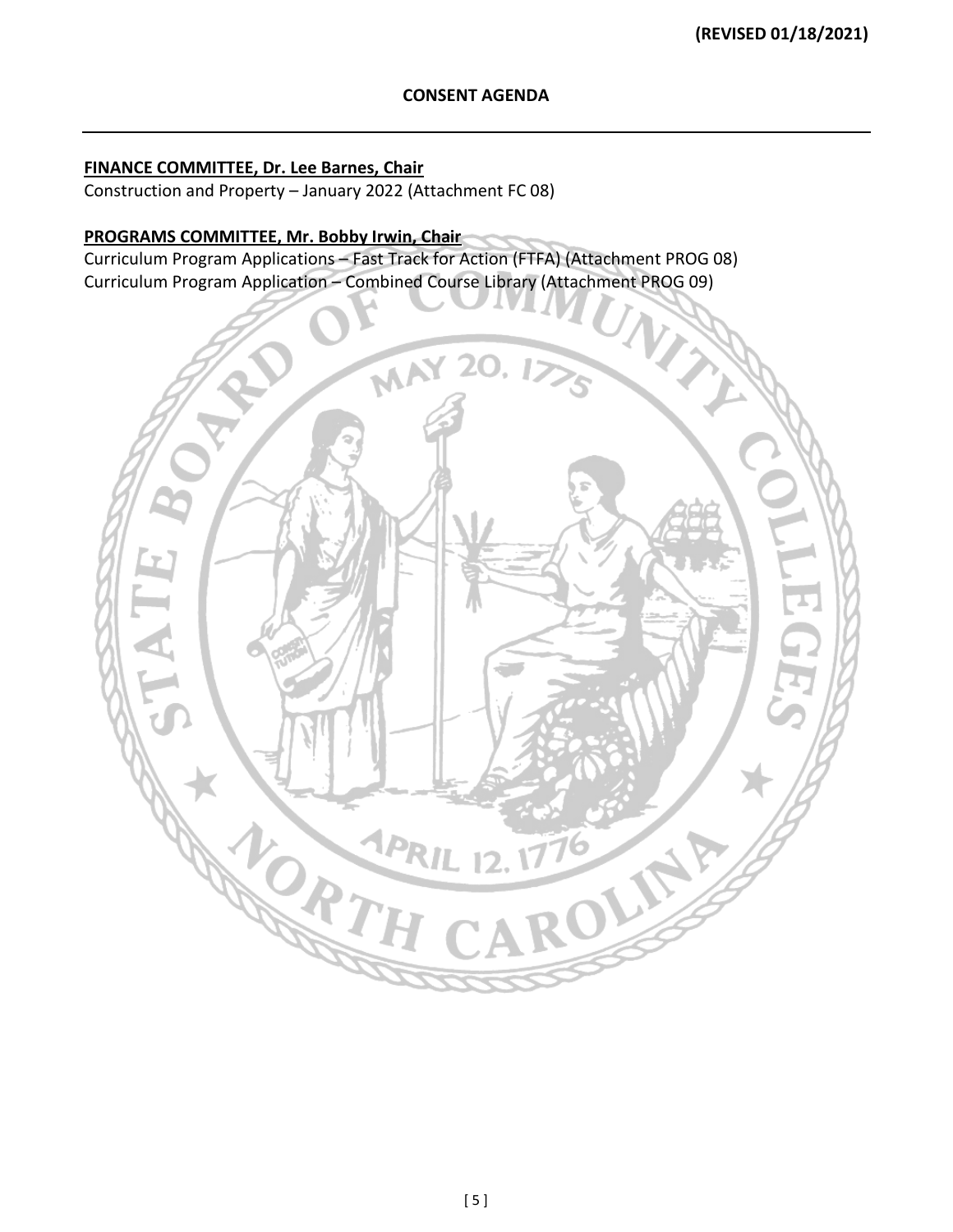**(REVISED 01/18/2021)**

**CONSENT AGENDA**

---

**FINANCE COMMITTEE, Dr. Lee Barnes, Chair**

Construction and Property – January 2022 (Attachment FC 08)

**PROGRAMS COMMITTEE, Mr. Bobby Irwin, Chair**

Curriculum Program Applications – Fast Track for Action (FTFA) (Attachment PROG 08)

Curriculum Program Application – Combined Course Library (Attachment PROG 09)